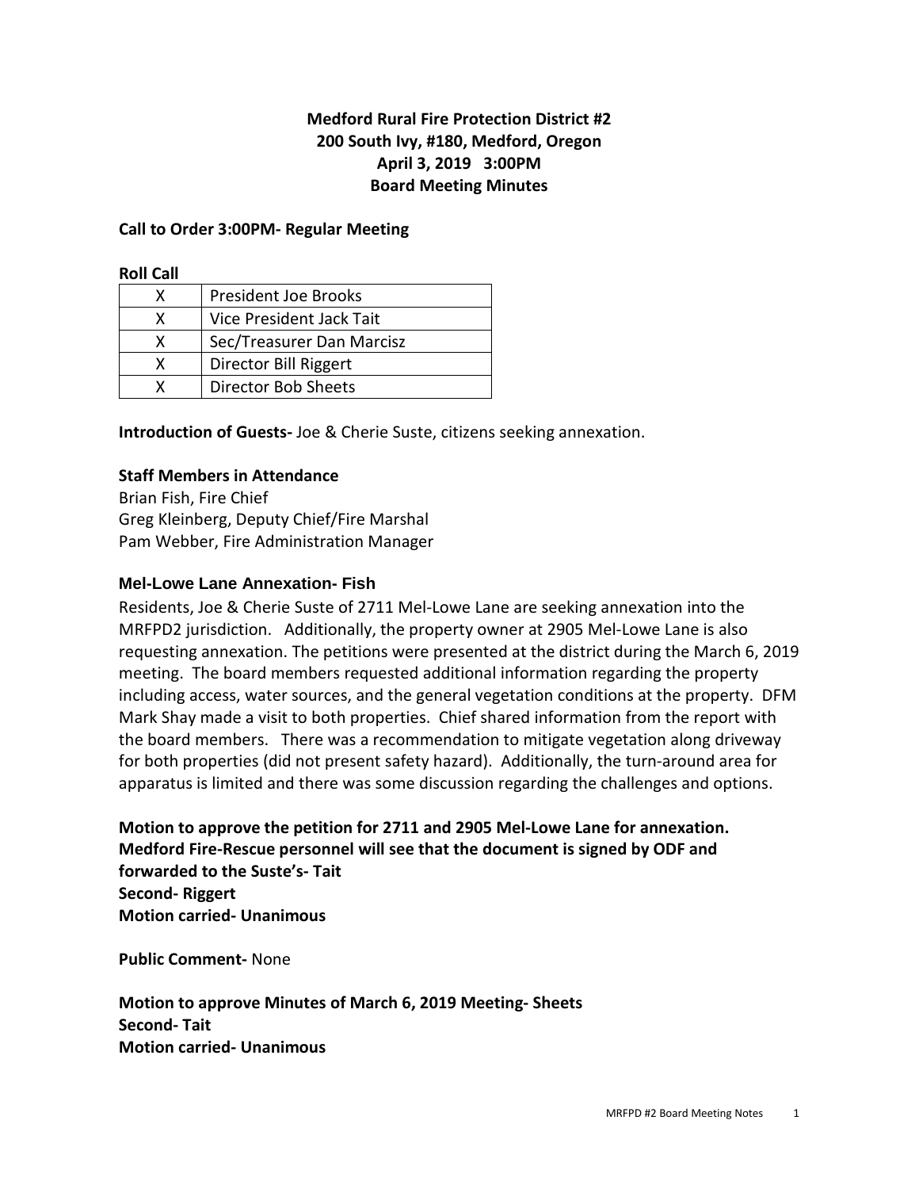# Medford Rural Fire Protection District #2
## 200 South Ivy, #180, Medford, Oregon
## April 3, 2019 3:00PM
## Board Meeting Minutes

**Call to Order 3:00PM- Regular Meeting**

**Roll Call**

| | |
|---|---|
| X | President Joe Brooks |
| X | Vice President Jack Tait |
| X | Sec/Treasurer Dan Marcisz |
| X | Director Bill Riggert |
| X | Director Bob Sheets |

**Introduction of Guests-** Joe & Cherie Suste, citizens seeking annexation.

**Staff Members in Attendance**

Brian Fish, Fire Chief
Greg Kleinberg, Deputy Chief/Fire Marshal
Pam Webber, Fire Administration Manager

**Mel-Lowe Lane Annexation- Fish**

Residents, Joe & Cherie Suste of 2711 Mel-Lowe Lane are seeking annexation into the MRFPD2 jurisdiction. Additionally, the property owner at 2905 Mel-Lowe Lane is also requesting annexation. The petitions were presented at the district during the March 6, 2019 meeting. The board members requested additional information regarding the property including access, water sources, and the general vegetation conditions at the property. DFM Mark Shay made a visit to both properties. Chief shared information from the report with the board members. There was a recommendation to mitigate vegetation along driveway for both properties (did not present safety hazard). Additionally, the turn-around area for apparatus is limited and there was some discussion regarding the challenges and options.

**Motion to approve the petition for 2711 and 2905 Mel-Lowe Lane for annexation. Medford Fire-Rescue personnel will see that the document is signed by ODF and forwarded to the Suste's- Tait**
**Second- Riggert**
**Motion carried- Unanimous**

**Public Comment-** None

**Motion to approve Minutes of March 6, 2019 Meeting- Sheets**
**Second- Tait**
**Motion carried- Unanimous**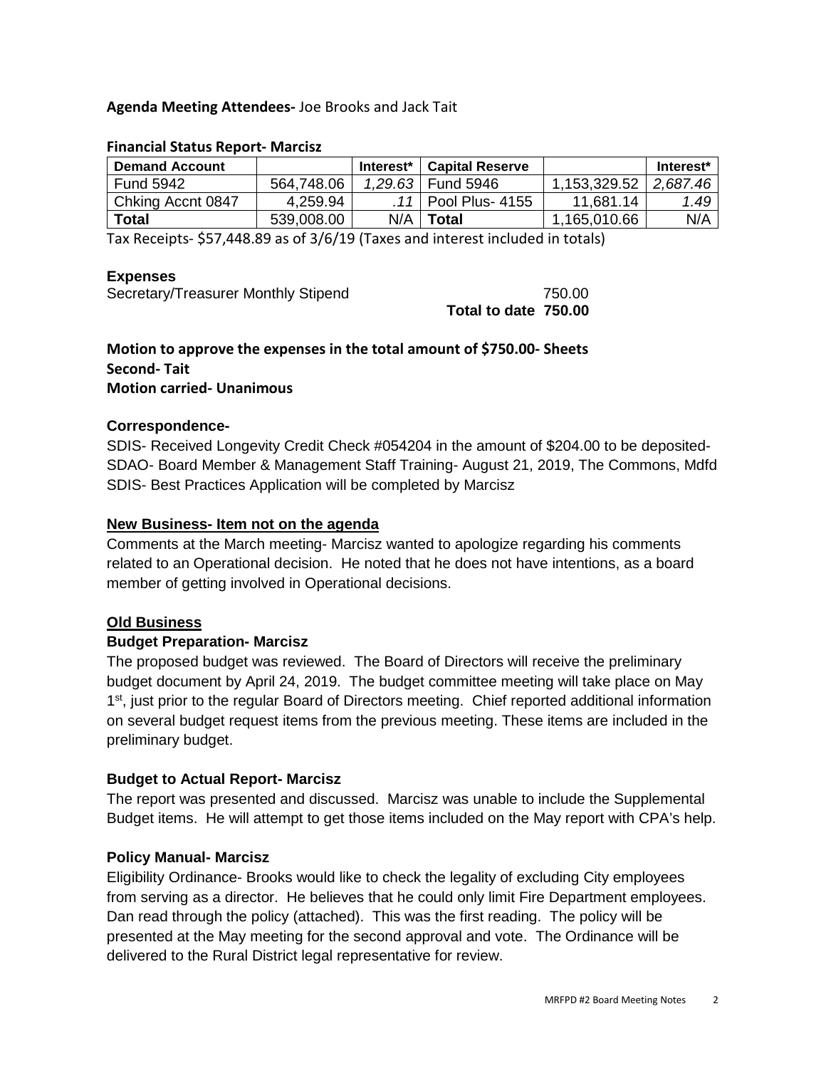**Agenda Meeting Attendees-** Joe Brooks and Jack Tait

**Financial Status Report- Marcisz**

| Demand Account | | Interest* | Capital Reserve | | Interest* |
|---|---|---|---|---|---|
| Fund 5942 | 564,748.06 | *1,29.63* | Fund 5946 | 1,153,329.52 | *2,687.46* |
| Chking Accnt 0847 | 4,259.94 | *.11* | Pool Plus- 4155 | 11,681.14 | *1.49* |
| **Total** | 539,008.00 | N/A | **Total** | 1,165,010.66 | N/A |

Tax Receipts- $57,448.89 as of 3/6/19 (Taxes and interest included in totals)

**Expenses**

Secretary/Treasurer Monthly Stipend 750.00

**Total to date 750.00**

**Motion to approve the expenses in the total amount of $750.00- Sheets**
**Second- Tait**
**Motion carried- Unanimous**

**Correspondence-**

SDIS- Received Longevity Credit Check #054204 in the amount of $204.00 to be deposited-
SDAO- Board Member & Management Staff Training- August 21, 2019, The Commons, Mdfd
SDIS- Best Practices Application will be completed by Marcisz

**New Business- Item not on the agenda**

Comments at the March meeting- Marcisz wanted to apologize regarding his comments related to an Operational decision. He noted that he does not have intentions, as a board member of getting involved in Operational decisions.

**Old Business**

**Budget Preparation- Marcisz**

The proposed budget was reviewed. The Board of Directors will receive the preliminary budget document by April 24, 2019. The budget committee meeting will take place on May 1st, just prior to the regular Board of Directors meeting. Chief reported additional information on several budget request items from the previous meeting. These items are included in the preliminary budget.

**Budget to Actual Report- Marcisz**

The report was presented and discussed. Marcisz was unable to include the Supplemental Budget items. He will attempt to get those items included on the May report with CPA's help.

**Policy Manual- Marcisz**

Eligibility Ordinance- Brooks would like to check the legality of excluding City employees from serving as a director. He believes that he could only limit Fire Department employees. Dan read through the policy (attached). This was the first reading. The policy will be presented at the May meeting for the second approval and vote. The Ordinance will be delivered to the Rural District legal representative for review.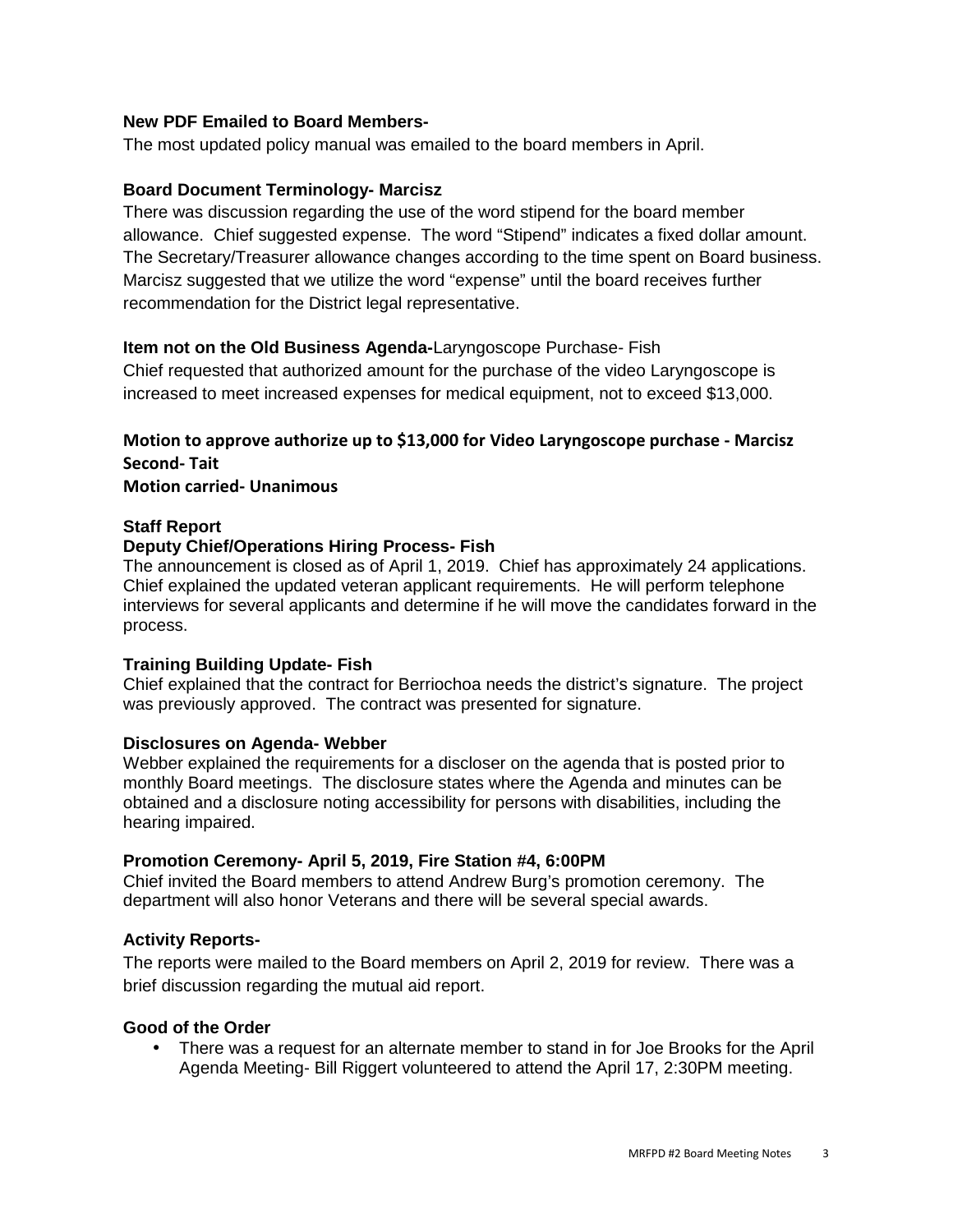**New PDF Emailed to Board Members-**
The most updated policy manual was emailed to the board members in April.

**Board Document Terminology- Marcisz**
There was discussion regarding the use of the word stipend for the board member allowance. Chief suggested expense. The word "Stipend" indicates a fixed dollar amount. The Secretary/Treasurer allowance changes according to the time spent on Board business. Marcisz suggested that we utilize the word "expense" until the board receives further recommendation for the District legal representative.

**Item not on the Old Business Agenda-**Laryngoscope Purchase- Fish
Chief requested that authorized amount for the purchase of the video Laryngoscope is increased to meet increased expenses for medical equipment, not to exceed $13,000.

**Motion to approve authorize up to $13,000 for Video Laryngoscope purchase - Marcisz**
**Second- Tait**
**Motion carried- Unanimous**

**Staff Report**
**Deputy Chief/Operations Hiring Process- Fish**
The announcement is closed as of April 1, 2019. Chief has approximately 24 applications. Chief explained the updated veteran applicant requirements. He will perform telephone interviews for several applicants and determine if he will move the candidates forward in the process.

**Training Building Update- Fish**
Chief explained that the contract for Berriochoa needs the district's signature. The project was previously approved. The contract was presented for signature.

**Disclosures on Agenda- Webber**
Webber explained the requirements for a discloser on the agenda that is posted prior to monthly Board meetings. The disclosure states where the Agenda and minutes can be obtained and a disclosure noting accessibility for persons with disabilities, including the hearing impaired.

**Promotion Ceremony- April 5, 2019, Fire Station #4, 6:00PM**
Chief invited the Board members to attend Andrew Burg's promotion ceremony. The department will also honor Veterans and there will be several special awards.

**Activity Reports-**
The reports were mailed to the Board members on April 2, 2019 for review. There was a brief discussion regarding the mutual aid report.

**Good of the Order**
- There was a request for an alternate member to stand in for Joe Brooks for the April Agenda Meeting- Bill Riggert volunteered to attend the April 17, 2:30PM meeting.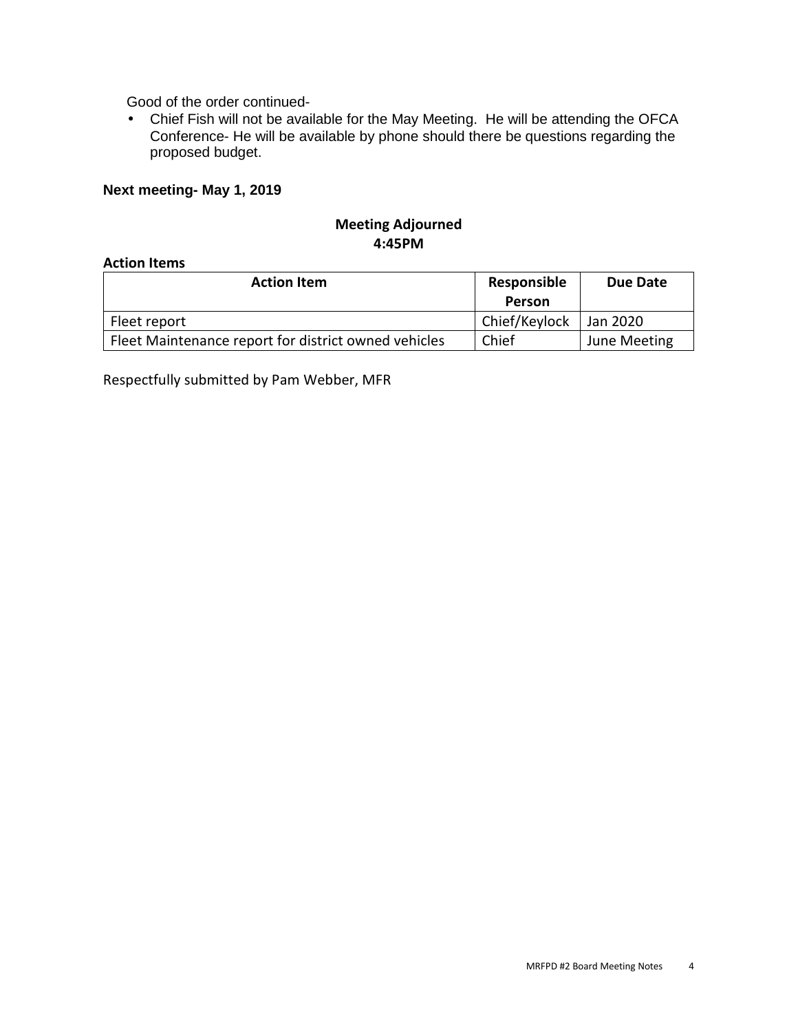Good of the order continued-

- Chief Fish will not be available for the May Meeting. He will be attending the OFCA Conference- He will be available by phone should there be questions regarding the proposed budget.

**Next meeting- May 1, 2019**

**Meeting Adjourned**
**4:45PM**

**Action Items**

| Action Item | Responsible Person | Due Date |
|---|---|---|
| Fleet report | Chief/Keylock | Jan 2020 |
| Fleet Maintenance report for district owned vehicles | Chief | June Meeting |

Respectfully submitted by Pam Webber, MFR